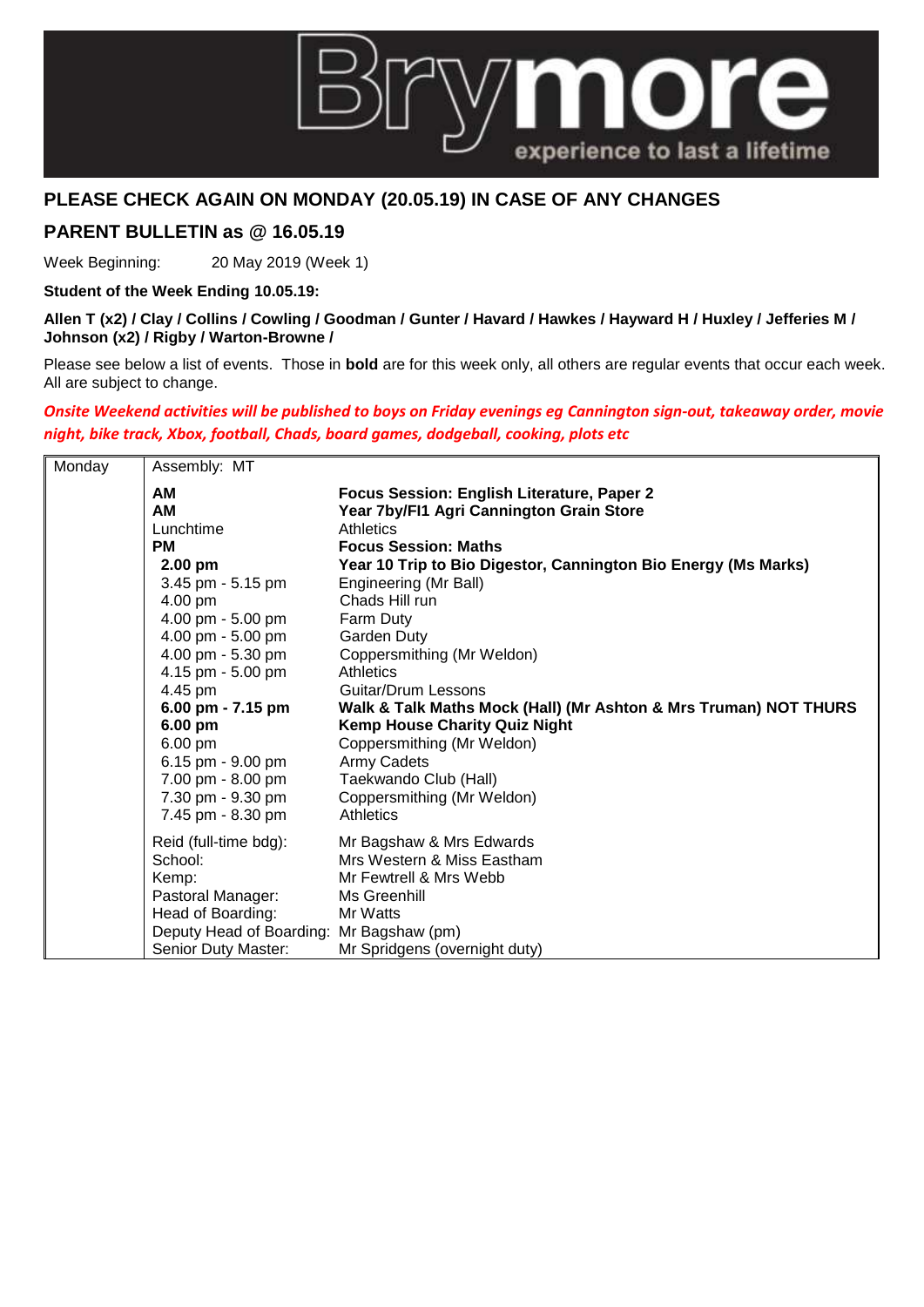Brymore — experience to last a lifetime

## PLEASE CHECK AGAIN ON MONDAY (20.05.19) IN CASE OF ANY CHANGES

## PARENT BULLETIN as @ 16.05.19

Week Beginning: 20 May 2019 (Week 1)

**Student of the Week Ending 10.05.19:**

**Allen T (x2) / Clay / Collins / Cowling / Goodman / Gunter / Havard / Hawkes / Hayward H / Huxley / Jefferies M / Johnson (x2) / Rigby / Warton-Browne /**

Please see below a list of events. Those in **bold** are for this week only, all others are regular events that occur each week. All are subject to change.

***Onsite Weekend activities will be published to boys on Friday evenings eg Cannington sign-out, takeaway order, movie night, bike track, Xbox, football, Chads, board games, dodgeball, cooking, plots etc***

| Day | Time | Event |
|---|---|---|
| Monday | Assembly: MT | |
| | **AM** | **Focus Session: English Literature, Paper 2** |
| | **AM** | **Year 7by/Fl1 Agri Cannington Grain Store** |
| | Lunchtime | Athletics |
| | **PM** | **Focus Session: Maths** |
| | **2.00 pm** | **Year 10 Trip to Bio Digestor, Cannington Bio Energy (Ms Marks)** |
| | 3.45 pm - 5.15 pm | Engineering (Mr Ball) |
| | 4.00 pm | Chads Hill run |
| | 4.00 pm - 5.00 pm | Farm Duty |
| | 4.00 pm - 5.00 pm | Garden Duty |
| | 4.00 pm - 5.30 pm | Coppersmithing (Mr Weldon) |
| | 4.15 pm - 5.00 pm | Athletics |
| | 4.45 pm | Guitar/Drum Lessons |
| | **6.00 pm - 7.15 pm** | **Walk & Talk Maths Mock (Hall) (Mr Ashton & Mrs Truman) NOT THURS** |
| | **6.00 pm** | **Kemp House Charity Quiz Night** |
| | 6.00 pm | Coppersmithing (Mr Weldon) |
| | 6.15 pm - 9.00 pm | Army Cadets |
| | 7.00 pm - 8.00 pm | Taekwondo Club (Hall) |
| | 7.30 pm - 9.30 pm | Coppersmithing (Mr Weldon) |
| | 7.45 pm - 8.30 pm | Athletics |
| | Reid (full-time bdg): | Mr Bagshaw & Mrs Edwards |
| | School: | Mrs Western & Miss Eastham |
| | Kemp: | Mr Fewtrell & Mrs Webb |
| | Pastoral Manager: | Ms Greenhill |
| | Head of Boarding: | Mr Watts |
| | Deputy Head of Boarding: | Mr Bagshaw (pm) |
| | Senior Duty Master: | Mr Spridgens (overnight duty) |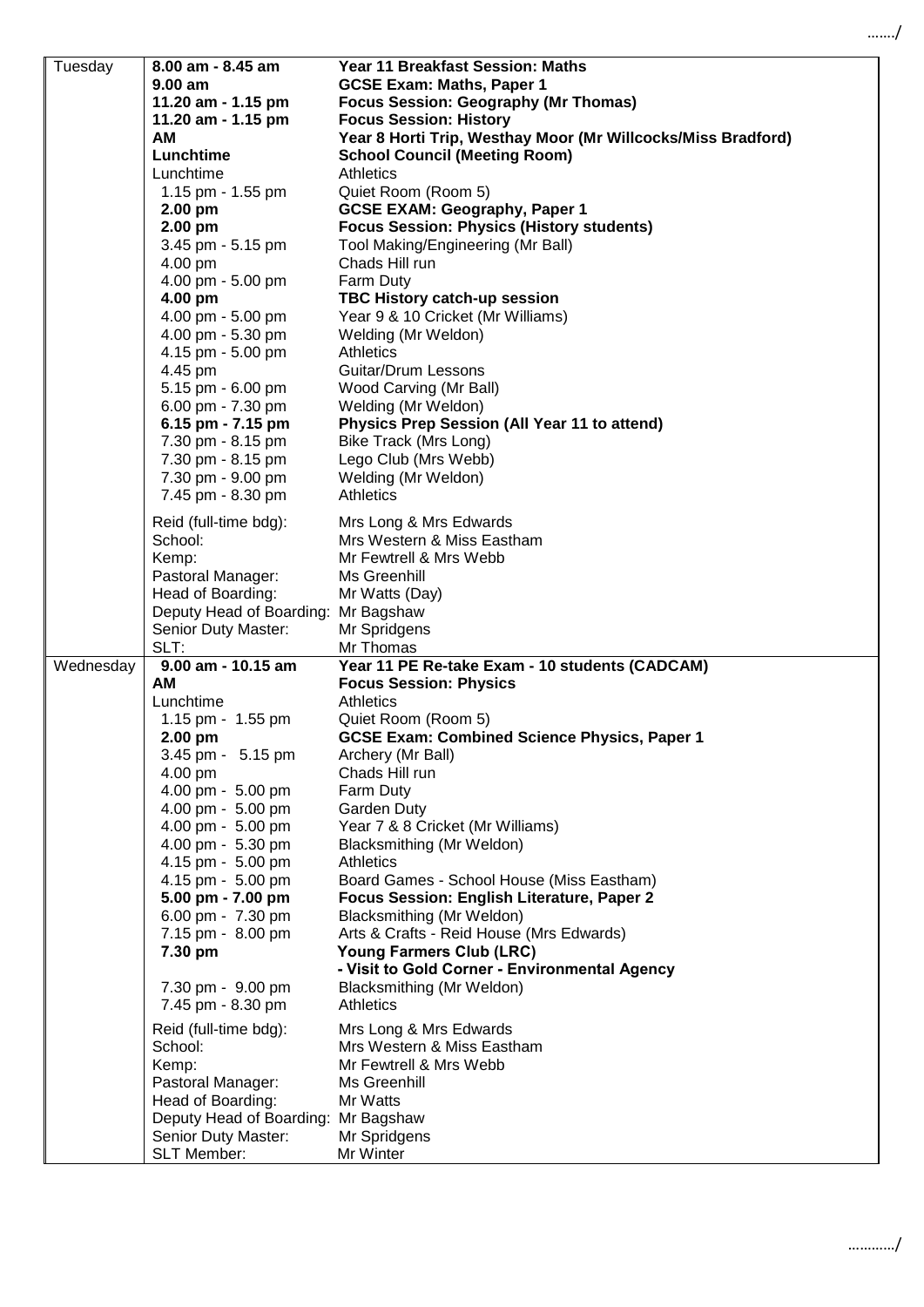| | | |
|---|---|---|
| Tuesday | **8.00 am - 8.45 am** | **Year 11 Breakfast Session: Maths** |
| | **9.00 am** | **GCSE Exam: Maths, Paper 1** |
| | **11.20 am - 1.15 pm** | **Focus Session: Geography (Mr Thomas)** |
| | **11.20 am - 1.15 pm** | **Focus Session: History** |
| | **AM** | **Year 8 Horti Trip, Westhay Moor (Mr Willcocks/Miss Bradford)** |
| | **Lunchtime** | **School Council (Meeting Room)** |
| | Lunchtime | Athletics |
| | 1.15 pm - 1.55 pm | Quiet Room (Room 5) |
| | **2.00 pm** | **GCSE EXAM: Geography, Paper 1** |
| | **2.00 pm** | **Focus Session: Physics (History students)** |
| | 3.45 pm - 5.15 pm | Tool Making/Engineering (Mr Ball) |
| | 4.00 pm | Chads Hill run |
| | 4.00 pm - 5.00 pm | Farm Duty |
| | **4.00 pm** | **TBC History catch-up session** |
| | 4.00 pm - 5.00 pm | Year 9 & 10 Cricket (Mr Williams) |
| | 4.00 pm - 5.30 pm | Welding (Mr Weldon) |
| | 4.15 pm - 5.00 pm | Athletics |
| | 4.45 pm | Guitar/Drum Lessons |
| | 5.15 pm - 6.00 pm | Wood Carving (Mr Ball) |
| | 6.00 pm - 7.30 pm | Welding (Mr Weldon) |
| | **6.15 pm - 7.15 pm** | **Physics Prep Session (All Year 11 to attend)** |
| | 7.30 pm - 8.15 pm | Bike Track (Mrs Long) |
| | 7.30 pm - 8.15 pm | Lego Club (Mrs Webb) |
| | 7.30 pm - 9.00 pm | Welding (Mr Weldon) |
| | 7.45 pm - 8.30 pm | Athletics |
| | Reid (full-time bdg): | Mrs Long & Mrs Edwards |
| | School: | Mrs Western & Miss Eastham |
| | Kemp: | Mr Fewtrell & Mrs Webb |
| | Pastoral Manager: | Ms Greenhill |
| | Head of Boarding: | Mr Watts (Day) |
| | Deputy Head of Boarding: | Mr Bagshaw |
| | Senior Duty Master: | Mr Spridgens |
| | SLT: | Mr Thomas |
| Wednesday | **9.00 am - 10.15 am** | **Year 11 PE Re-take Exam - 10 students (CADCAM)** |
| | **AM** | **Focus Session: Physics** |
| | Lunchtime | Athletics |
| | 1.15 pm - 1.55 pm | Quiet Room (Room 5) |
| | **2.00 pm** | **GCSE Exam: Combined Science Physics, Paper 1** |
| | 3.45 pm - 5.15 pm | Archery (Mr Ball) |
| | 4.00 pm | Chads Hill run |
| | 4.00 pm - 5.00 pm | Farm Duty |
| | 4.00 pm - 5.00 pm | Garden Duty |
| | 4.00 pm - 5.00 pm | Year 7 & 8 Cricket (Mr Williams) |
| | 4.00 pm - 5.30 pm | Blacksmithing (Mr Weldon) |
| | 4.15 pm - 5.00 pm | Athletics |
| | 4.15 pm - 5.00 pm | Board Games - School House (Miss Eastham) |
| | **5.00 pm - 7.00 pm** | **Focus Session: English Literature, Paper 2** |
| | 6.00 pm - 7.30 pm | Blacksmithing (Mr Weldon) |
| | 7.15 pm - 8.00 pm | Arts & Crafts - Reid House (Mrs Edwards) |
| | **7.30 pm** | **Young Farmers Club (LRC)** |
| | | **- Visit to Gold Corner - Environmental Agency** |
| | 7.30 pm - 9.00 pm | Blacksmithing (Mr Weldon) |
| | 7.45 pm - 8.30 pm | Athletics |
| | Reid (full-time bdg): | Mrs Long & Mrs Edwards |
| | School: | Mrs Western & Miss Eastham |
| | Kemp: | Mr Fewtrell & Mrs Webb |
| | Pastoral Manager: | Ms Greenhill |
| | Head of Boarding: | Mr Watts |
| | Deputy Head of Boarding: | Mr Bagshaw |
| | Senior Duty Master: | Mr Spridgens |
| | SLT Member: | Mr Winter |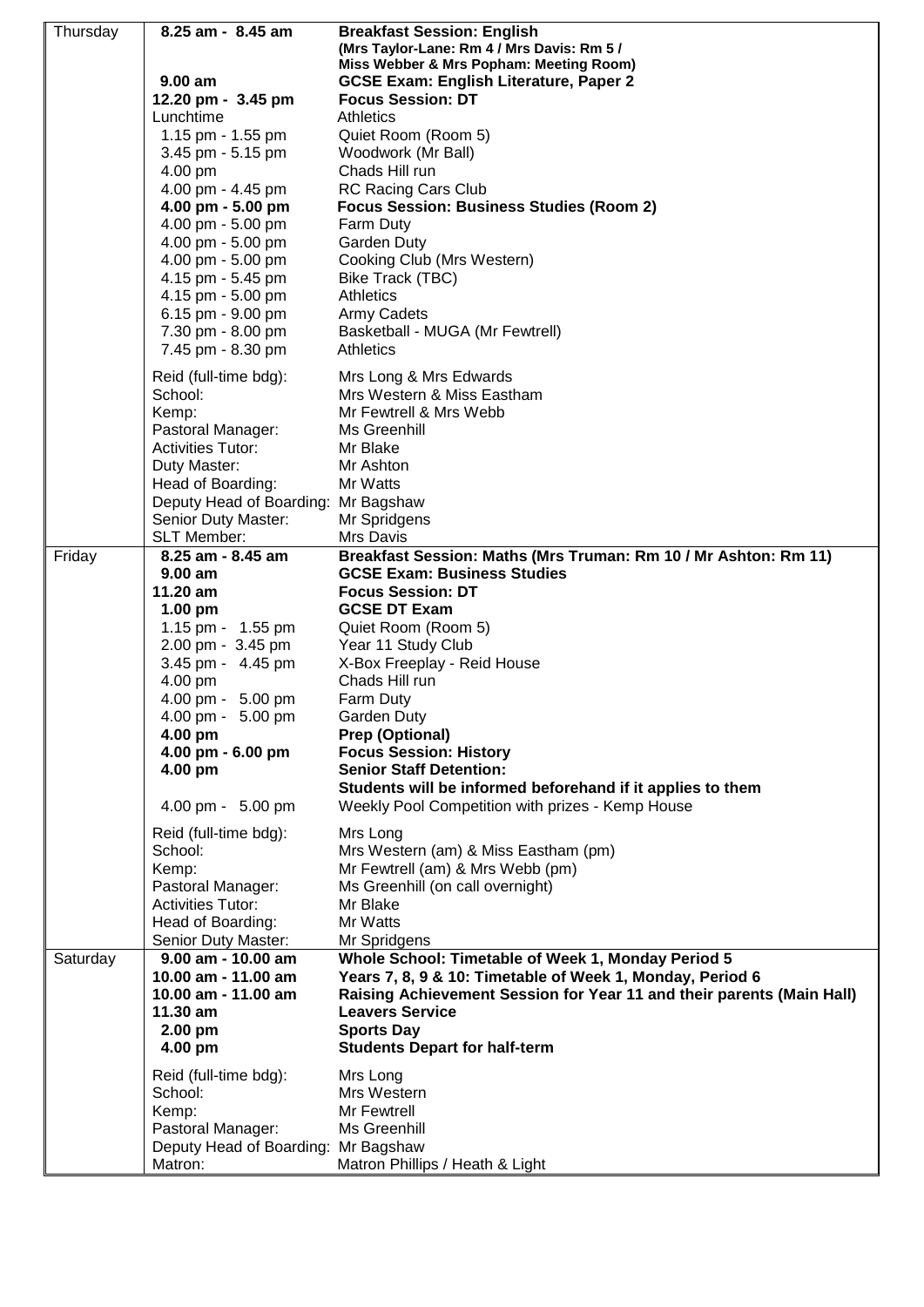| | | |
|---|---|---|
| Thursday | **8.25 am - 8.45 am** | **Breakfast Session: English** **(Mrs Taylor-Lane: Rm 4 / Mrs Davis: Rm 5 / Miss Webber & Mrs Popham: Meeting Room)** |
| | **9.00 am** | **GCSE Exam: English Literature, Paper 2** |
| | **12.20 pm - 3.45 pm** | **Focus Session: DT** |
| | Lunchtime | Athletics |
| | 1.15 pm - 1.55 pm | Quiet Room (Room 5) |
| | 3.45 pm - 5.15 pm | Woodwork (Mr Ball) |
| | 4.00 pm | Chads Hill run |
| | 4.00 pm - 4.45 pm | RC Racing Cars Club |
| | **4.00 pm - 5.00 pm** | **Focus Session: Business Studies (Room 2)** |
| | 4.00 pm - 5.00 pm | Farm Duty |
| | 4.00 pm - 5.00 pm | Garden Duty |
| | 4.00 pm - 5.00 pm | Cooking Club (Mrs Western) |
| | 4.15 pm - 5.45 pm | Bike Track (TBC) |
| | 4.15 pm - 5.00 pm | Athletics |
| | 6.15 pm - 9.00 pm | Army Cadets |
| | 7.30 pm - 8.00 pm | Basketball - MUGA (Mr Fewtrell) |
| | 7.45 pm - 8.30 pm | Athletics |
| | Reid (full-time bdg): | Mrs Long & Mrs Edwards |
| | School: | Mrs Western & Miss Eastham |
| | Kemp: | Mr Fewtrell & Mrs Webb |
| | Pastoral Manager: | Ms Greenhill |
| | Activities Tutor: | Mr Blake |
| | Duty Master: | Mr Ashton |
| | Head of Boarding: | Mr Watts |
| | Deputy Head of Boarding: | Mr Bagshaw |
| | Senior Duty Master: | Mr Spridgens |
| | SLT Member: | Mrs Davis |
| Friday | **8.25 am - 8.45 am** | **Breakfast Session: Maths (Mrs Truman: Rm 10 / Mr Ashton: Rm 11)** |
| | **9.00 am** | **GCSE Exam: Business Studies** |
| | **11.20 am** | **Focus Session: DT** |
| | **1.00 pm** | **GCSE DT Exam** |
| | 1.15 pm - 1.55 pm | Quiet Room (Room 5) |
| | 2.00 pm - 3.45 pm | Year 11 Study Club |
| | 3.45 pm - 4.45 pm | X-Box Freeplay - Reid House |
| | 4.00 pm | Chads Hill run |
| | 4.00 pm - 5.00 pm | Farm Duty |
| | 4.00 pm - 5.00 pm | Garden Duty |
| | **4.00 pm** | **Prep (Optional)** |
| | **4.00 pm - 6.00 pm** | **Focus Session: History** |
| | **4.00 pm** | **Senior Staff Detention:** **Students will be informed beforehand if it applies to them** |
| | 4.00 pm - 5.00 pm | Weekly Pool Competition with prizes - Kemp House |
| | Reid (full-time bdg): | Mrs Long |
| | School: | Mrs Western (am) & Miss Eastham (pm) |
| | Kemp: | Mr Fewtrell (am) & Mrs Webb (pm) |
| | Pastoral Manager: | Ms Greenhill (on call overnight) |
| | Activities Tutor: | Mr Blake |
| | Head of Boarding: | Mr Watts |
| | Senior Duty Master: | Mr Spridgens |
| Saturday | **9.00 am - 10.00 am** | **Whole School: Timetable of Week 1, Monday Period 5** |
| | **10.00 am - 11.00 am** | **Years 7, 8, 9 & 10: Timetable of Week 1, Monday, Period 6** |
| | **10.00 am - 11.00 am** | **Raising Achievement Session for Year 11 and their parents (Main Hall)** |
| | **11.30 am** | **Leavers Service** |
| | **2.00 pm** | **Sports Day** |
| | **4.00 pm** | **Students Depart for half-term** |
| | Reid (full-time bdg): | Mrs Long |
| | School: | Mrs Western |
| | Kemp: | Mr Fewtrell |
| | Pastoral Manager: | Ms Greenhill |
| | Deputy Head of Boarding: | Mr Bagshaw |
| | Matron: | Matron Phillips / Heath & Light |